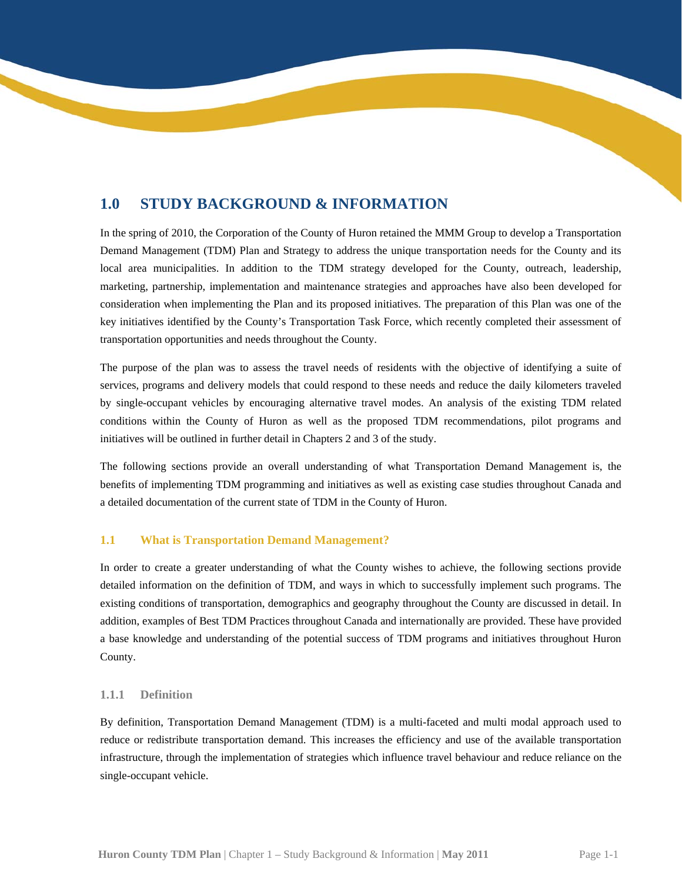# 1.0 STUDY BACKGROUND & INFORMATION

In the spring of 2010, the Corporation of the County of Huron retained the MMM Group to develop a Transportation Demand Management (TDM) Plan and Strategy to address the unique transportation needs for the County and its local area municipalities. In addition to the TDM strategy developed for the County, outreach, leadership, marketing, partnership, implementation and maintenance strategies and approaches have also been developed for consideration when implementing the Plan and its proposed initiatives. The preparation of this Plan was one of the key initiatives identified by the County's Transportation Task Force, which recently completed their assessment of transportation opportunities and needs throughout the County.

The purpose of the plan was to assess the travel needs of residents with the objective of identifying a suite of services, programs and delivery models that could respond to these needs and reduce the daily kilometers traveled by single-occupant vehicles by encouraging alternative travel modes. An analysis of the existing TDM related conditions within the County of Huron as well as the proposed TDM recommendations, pilot programs and initiatives will be outlined in further detail in Chapters 2 and 3 of the study.

The following sections provide an overall understanding of what Transportation Demand Management is, the benefits of implementing TDM programming and initiatives as well as existing case studies throughout Canada and a detailed documentation of the current state of TDM in the County of Huron.

## 1.1 What is Transportation Demand Management?

In order to create a greater understanding of what the County wishes to achieve, the following sections provide detailed information on the definition of TDM, and ways in which to successfully implement such programs. The existing conditions of transportation, demographics and geography throughout the County are discussed in detail. In addition, examples of Best TDM Practices throughout Canada and internationally are provided. These have provided a base knowledge and understanding of the potential success of TDM programs and initiatives throughout Huron County.

### 1.1.1 Definition

By definition, Transportation Demand Management (TDM) is a multi-faceted and multi modal approach used to reduce or redistribute transportation demand. This increases the efficiency and use of the available transportation infrastructure, through the implementation of strategies which influence travel behaviour and reduce reliance on the single-occupant vehicle.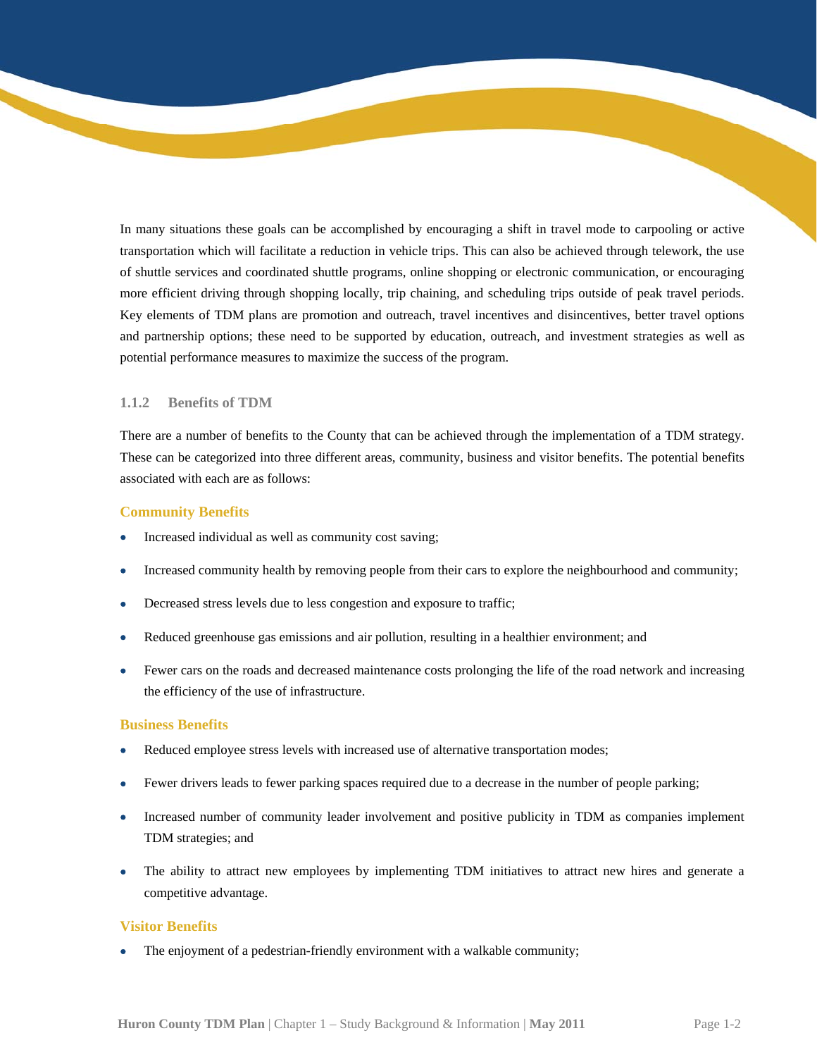In many situations these goals can be accomplished by encouraging a shift in travel mode to carpooling or active transportation which will facilitate a reduction in vehicle trips. This can also be achieved through telework, the use of shuttle services and coordinated shuttle programs, online shopping or electronic communication, or encouraging more efficient driving through shopping locally, trip chaining, and scheduling trips outside of peak travel periods. Key elements of TDM plans are promotion and outreach, travel incentives and disincentives, better travel options and partnership options; these need to be supported by education, outreach, and investment strategies as well as potential performance measures to maximize the success of the program.

### 1.1.2 Benefits of TDM

There are a number of benefits to the County that can be achieved through the implementation of a TDM strategy. These can be categorized into three different areas, community, business and visitor benefits. The potential benefits associated with each are as follows:

#### Community Benefits

- Increased individual as well as community cost saving;
- Increased community health by removing people from their cars to explore the neighbourhood and community;
- Decreased stress levels due to less congestion and exposure to traffic;
- Reduced greenhouse gas emissions and air pollution, resulting in a healthier environment; and
- Fewer cars on the roads and decreased maintenance costs prolonging the life of the road network and increasing the efficiency of the use of infrastructure.

#### Business Benefits

- Reduced employee stress levels with increased use of alternative transportation modes;
- Fewer drivers leads to fewer parking spaces required due to a decrease in the number of people parking;
- Increased number of community leader involvement and positive publicity in TDM as companies implement TDM strategies; and
- The ability to attract new employees by implementing TDM initiatives to attract new hires and generate a competitive advantage.

#### Visitor Benefits

- The enjoyment of a pedestrian-friendly environment with a walkable community;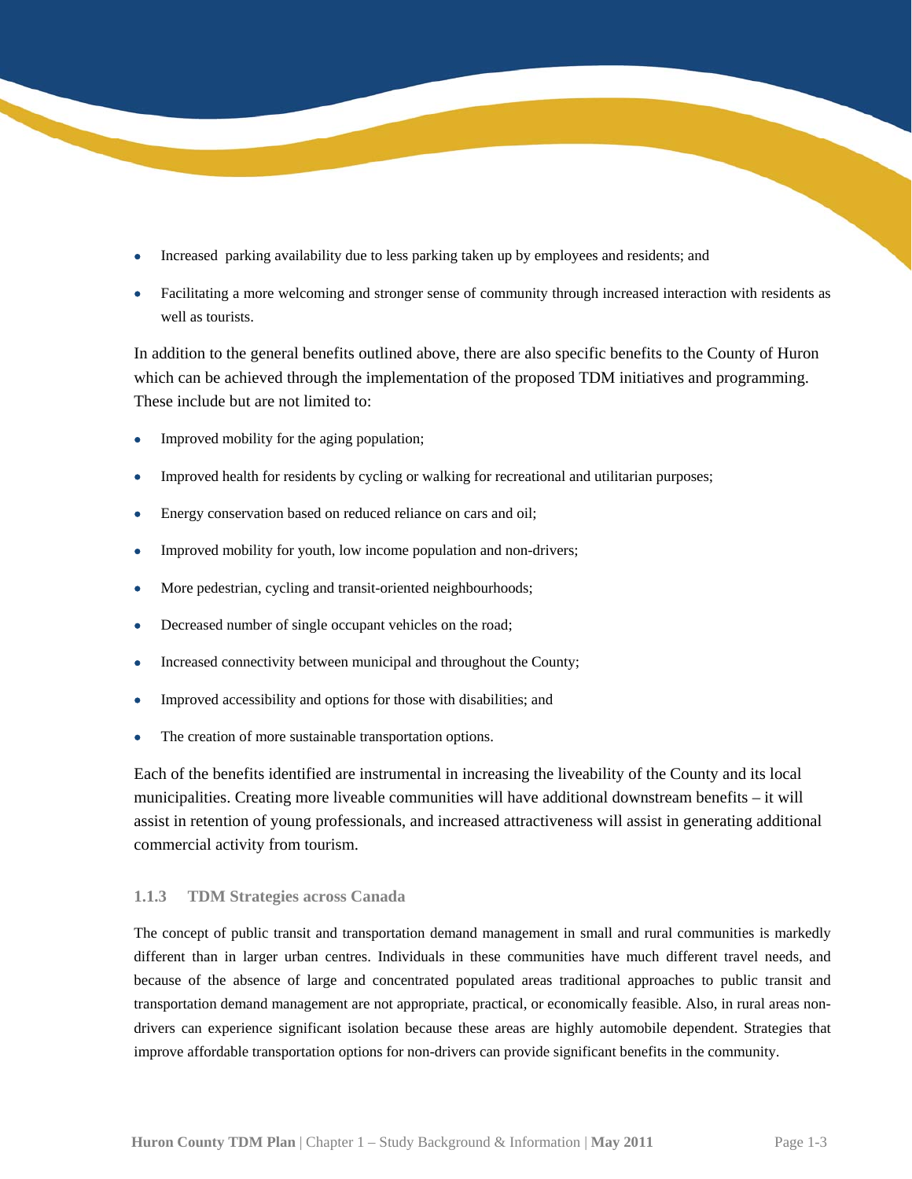- Increased parking availability due to less parking taken up by employees and residents; and
- Facilitating a more welcoming and stronger sense of community through increased interaction with residents as well as tourists.

In addition to the general benefits outlined above, there are also specific benefits to the County of Huron which can be achieved through the implementation of the proposed TDM initiatives and programming. These include but are not limited to:

- Improved mobility for the aging population;
- Improved health for residents by cycling or walking for recreational and utilitarian purposes;
- Energy conservation based on reduced reliance on cars and oil;
- Improved mobility for youth, low income population and non-drivers;
- More pedestrian, cycling and transit-oriented neighbourhoods;
- Decreased number of single occupant vehicles on the road;
- Increased connectivity between municipal and throughout the County;
- Improved accessibility and options for those with disabilities; and
- The creation of more sustainable transportation options.

Each of the benefits identified are instrumental in increasing the liveability of the County and its local municipalities. Creating more liveable communities will have additional downstream benefits – it will assist in retention of young professionals, and increased attractiveness will assist in generating additional commercial activity from tourism.

### 1.1.3 TDM Strategies across Canada

The concept of public transit and transportation demand management in small and rural communities is markedly different than in larger urban centres. Individuals in these communities have much different travel needs, and because of the absence of large and concentrated populated areas traditional approaches to public transit and transportation demand management are not appropriate, practical, or economically feasible. Also, in rural areas non-drivers can experience significant isolation because these areas are highly automobile dependent. Strategies that improve affordable transportation options for non-drivers can provide significant benefits in the community.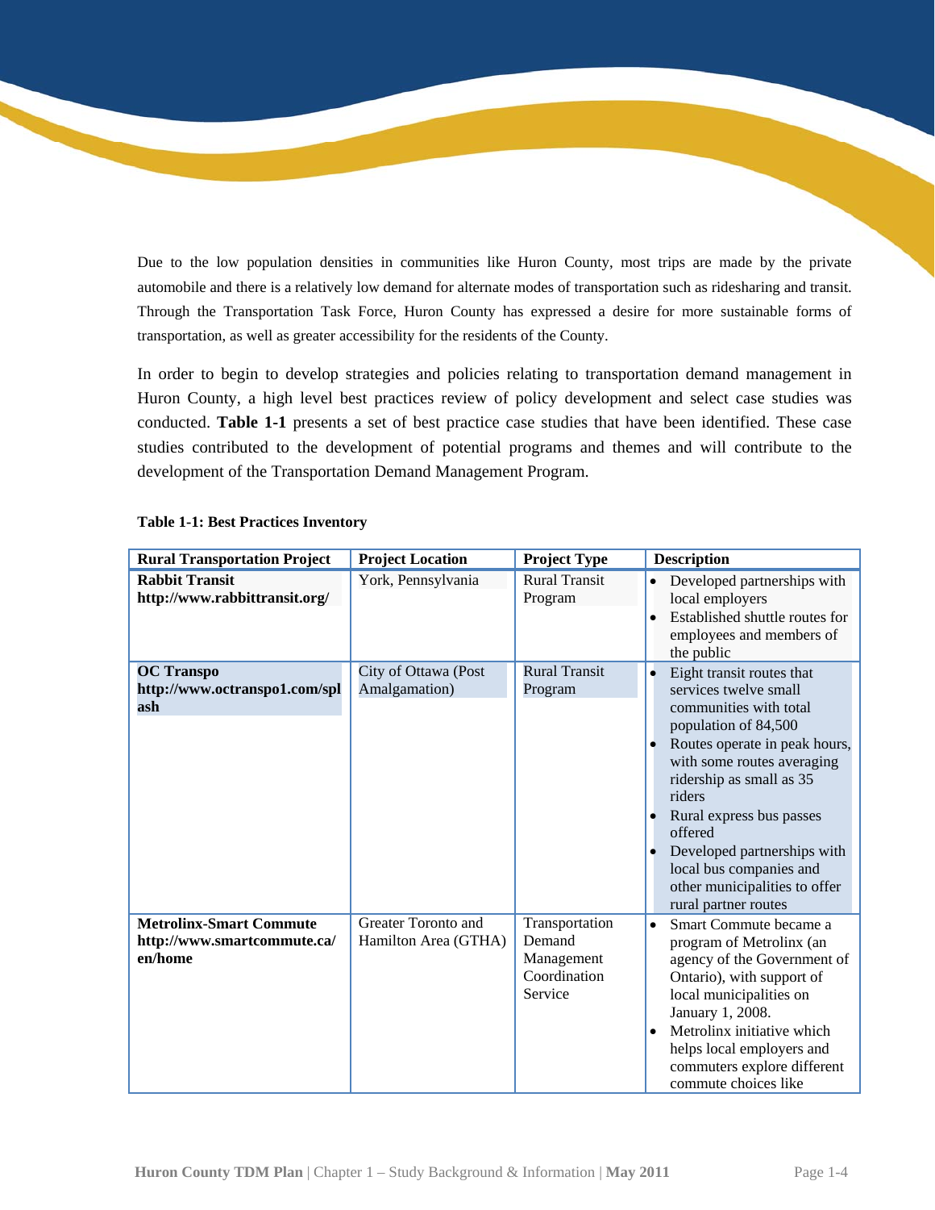Due to the low population densities in communities like Huron County, most trips are made by the private automobile and there is a relatively low demand for alternate modes of transportation such as ridesharing and transit. Through the Transportation Task Force, Huron County has expressed a desire for more sustainable forms of transportation, as well as greater accessibility for the residents of the County.

In order to begin to develop strategies and policies relating to transportation demand management in Huron County, a high level best practices review of policy development and select case studies was conducted. **Table 1-1** presents a set of best practice case studies that have been identified. These case studies contributed to the development of potential programs and themes and will contribute to the development of the Transportation Demand Management Program.

**Table 1-1: Best Practices Inventory**

| Rural Transportation Project | Project Location | Project Type | Description |
|---|---|---|---|
| **Rabbit Transit** **http://www.rabbittransit.org/** | York, Pennsylvania | Rural Transit Program | • Developed partnerships with local employers<br>• Established shuttle routes for employees and members of the public |
| **OC Transpo** **http://www.octranspo1.com/splash** | City of Ottawa (Post Amalgamation) | Rural Transit Program | • Eight transit routes that services twelve small communities with total population of 84,500<br>• Routes operate in peak hours, with some routes averaging ridership as small as 35 riders<br>• Rural express bus passes offered<br>• Developed partnerships with local bus companies and other municipalities to offer rural partner routes |
| **Metrolinx-Smart Commute** **http://www.smartcommute.ca/en/home** | Greater Toronto and Hamilton Area (GTHA) | Transportation Demand Management Coordination Service | • Smart Commute became a program of Metrolinx (an agency of the Government of Ontario), with support of local municipalities on January 1, 2008.<br>• Metrolinx initiative which helps local employers and commuters explore different commute choices like |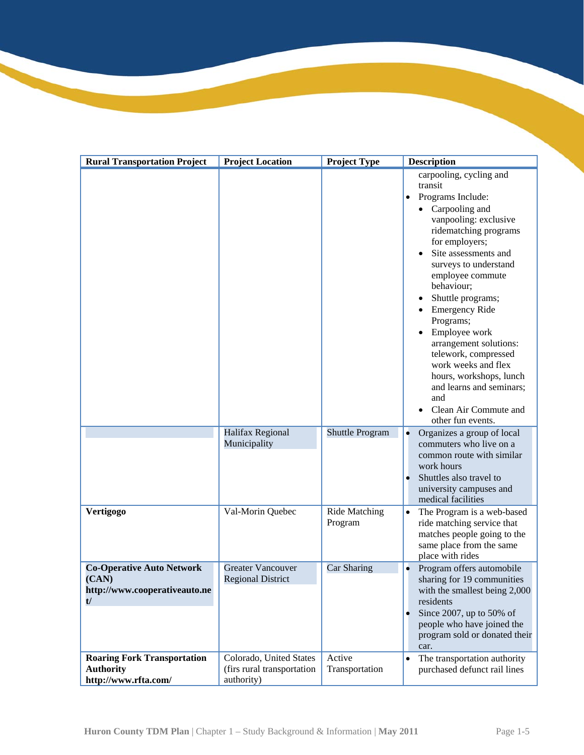| Rural Transportation Project | Project Location | Project Type | Description |
|---|---|---|---|
| | | | carpooling, cycling and transit<br>• Programs Include:<br>  • Carpooling and vanpooling: exclusive ridematching programs for employers;<br>  • Site assessments and surveys to understand employee commute behaviour;<br>  • Shuttle programs;<br>  • Emergency Ride Programs;<br>  • Employee work arrangement solutions: telework, compressed work weeks and flex hours, workshops, lunch and learns and seminars; and<br>  • Clean Air Commute and other fun events. |
| | Halifax Regional Municipality | Shuttle Program | • Organizes a group of local commuters who live on a common route with similar work hours<br>• Shuttles also travel to university campuses and medical facilities |
| **Vertigogo** | Val-Morin Quebec | Ride Matching Program | • The Program is a web-based ride matching service that matches people going to the same place from the same place with rides |
| **Co-Operative Auto Network (CAN) http://www.cooperativeauto.net/** | Greater Vancouver Regional District | Car Sharing | • Program offers automobile sharing for 19 communities with the smallest being 2,000 residents<br>• Since 2007, up to 50% of people who have joined the program sold or donated their car. |
| **Roaring Fork Transportation Authority http://www.rfta.com/** | Colorado, United States (firs rural transportation authority) | Active Transportation | • The transportation authority purchased defunct rail lines |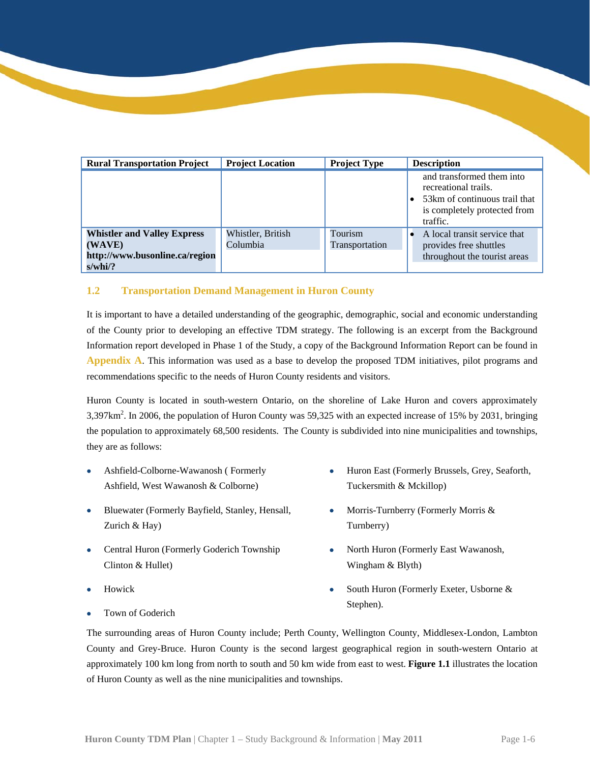| Rural Transportation Project | Project Location | Project Type | Description |
|---|---|---|---|
| | | | and transformed them into recreational trails.<br>• 53km of continuous trail that is completely protected from traffic. |
| **Whistler and Valley Express (WAVE) http://www.busonline.ca/regions/whi/?** | Whistler, British Columbia | Tourism Transportation | • A local transit service that provides free shuttles throughout the tourist areas |

## 1.2 Transportation Demand Management in Huron County

It is important to have a detailed understanding of the geographic, demographic, social and economic understanding of the County prior to developing an effective TDM strategy. The following is an excerpt from the Background Information report developed in Phase 1 of the Study, a copy of the Background Information Report can be found in **Appendix A**. This information was used as a base to develop the proposed TDM initiatives, pilot programs and recommendations specific to the needs of Huron County residents and visitors.

Huron County is located in south-western Ontario, on the shoreline of Lake Huron and covers approximately 3,397km$^2$. In 2006, the population of Huron County was 59,325 with an expected increase of 15% by 2031, bringing the population to approximately 68,500 residents. The County is subdivided into nine municipalities and townships, they are as follows:

- Ashfield-Colborne-Wawanosh ( Formerly Ashfield, West Wawanosh & Colborne)
- Bluewater (Formerly Bayfield, Stanley, Hensall, Zurich & Hay)
- Central Huron (Formerly Goderich Township Clinton & Hullet)
- Howick
- Town of Goderich
- Huron East (Formerly Brussels, Grey, Seaforth, Tuckersmith & Mckillop)
- Morris-Turnberry (Formerly Morris & Turnberry)
- North Huron (Formerly East Wawanosh, Wingham & Blyth)
- South Huron (Formerly Exeter, Usborne & Stephen).

The surrounding areas of Huron County include; Perth County, Wellington County, Middlesex-London, Lambton County and Grey-Bruce. Huron County is the second largest geographical region in south-western Ontario at approximately 100 km long from north to south and 50 km wide from east to west. **Figure 1.1** illustrates the location of Huron County as well as the nine municipalities and townships.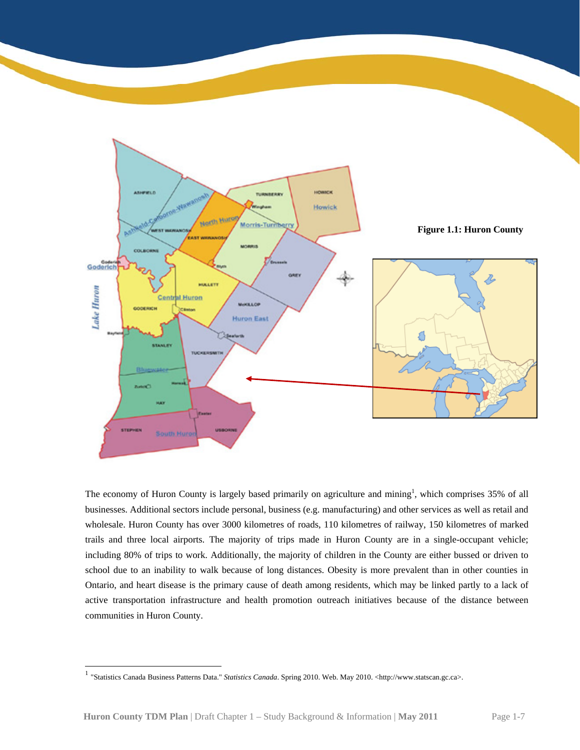**Figure 1.1: Huron County**

The economy of Huron County is largely based primarily on agriculture and mining[1], which comprises 35% of all businesses. Additional sectors include personal, business (e.g. manufacturing) and other services as well as retail and wholesale. Huron County has over 3000 kilometres of roads, 110 kilometres of railway, 150 kilometres of marked trails and three local airports. The majority of trips made in Huron County are in a single-occupant vehicle; including 80% of trips to work. Additionally, the majority of children in the County are either bussed or driven to school due to an inability to walk because of long distances. Obesity is more prevalent than in other counties in Ontario, and heart disease is the primary cause of death among residents, which may be linked partly to a lack of active transportation infrastructure and health promotion outreach initiatives because of the distance between communities in Huron County.

---

[1] "Statistics Canada Business Patterns Data." *Statistics Canada*. Spring 2010. Web. May 2010. <http://www.statscan.gc.ca>.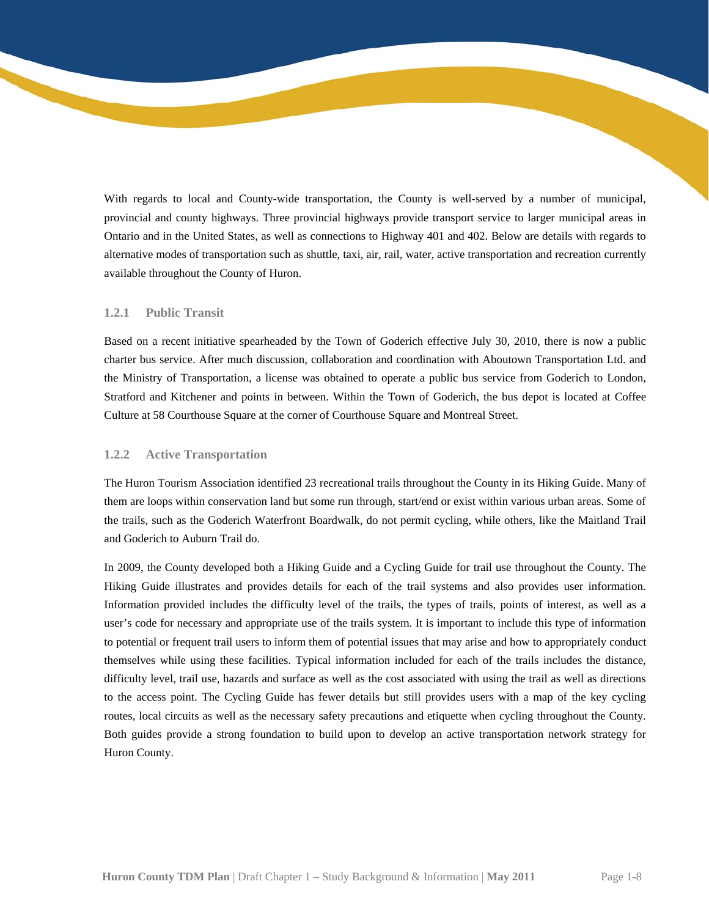With regards to local and County-wide transportation, the County is well-served by a number of municipal, provincial and county highways. Three provincial highways provide transport service to larger municipal areas in Ontario and in the United States, as well as connections to Highway 401 and 402. Below are details with regards to alternative modes of transportation such as shuttle, taxi, air, rail, water, active transportation and recreation currently available throughout the County of Huron.

### 1.2.1 Public Transit

Based on a recent initiative spearheaded by the Town of Goderich effective July 30, 2010, there is now a public charter bus service. After much discussion, collaboration and coordination with Aboutown Transportation Ltd. and the Ministry of Transportation, a license was obtained to operate a public bus service from Goderich to London, Stratford and Kitchener and points in between. Within the Town of Goderich, the bus depot is located at Coffee Culture at 58 Courthouse Square at the corner of Courthouse Square and Montreal Street.

### 1.2.2 Active Transportation

The Huron Tourism Association identified 23 recreational trails throughout the County in its Hiking Guide. Many of them are loops within conservation land but some run through, start/end or exist within various urban areas. Some of the trails, such as the Goderich Waterfront Boardwalk, do not permit cycling, while others, like the Maitland Trail and Goderich to Auburn Trail do.

In 2009, the County developed both a Hiking Guide and a Cycling Guide for trail use throughout the County. The Hiking Guide illustrates and provides details for each of the trail systems and also provides user information. Information provided includes the difficulty level of the trails, the types of trails, points of interest, as well as a user's code for necessary and appropriate use of the trails system. It is important to include this type of information to potential or frequent trail users to inform them of potential issues that may arise and how to appropriately conduct themselves while using these facilities. Typical information included for each of the trails includes the distance, difficulty level, trail use, hazards and surface as well as the cost associated with using the trail as well as directions to the access point. The Cycling Guide has fewer details but still provides users with a map of the key cycling routes, local circuits as well as the necessary safety precautions and etiquette when cycling throughout the County. Both guides provide a strong foundation to build upon to develop an active transportation network strategy for Huron County.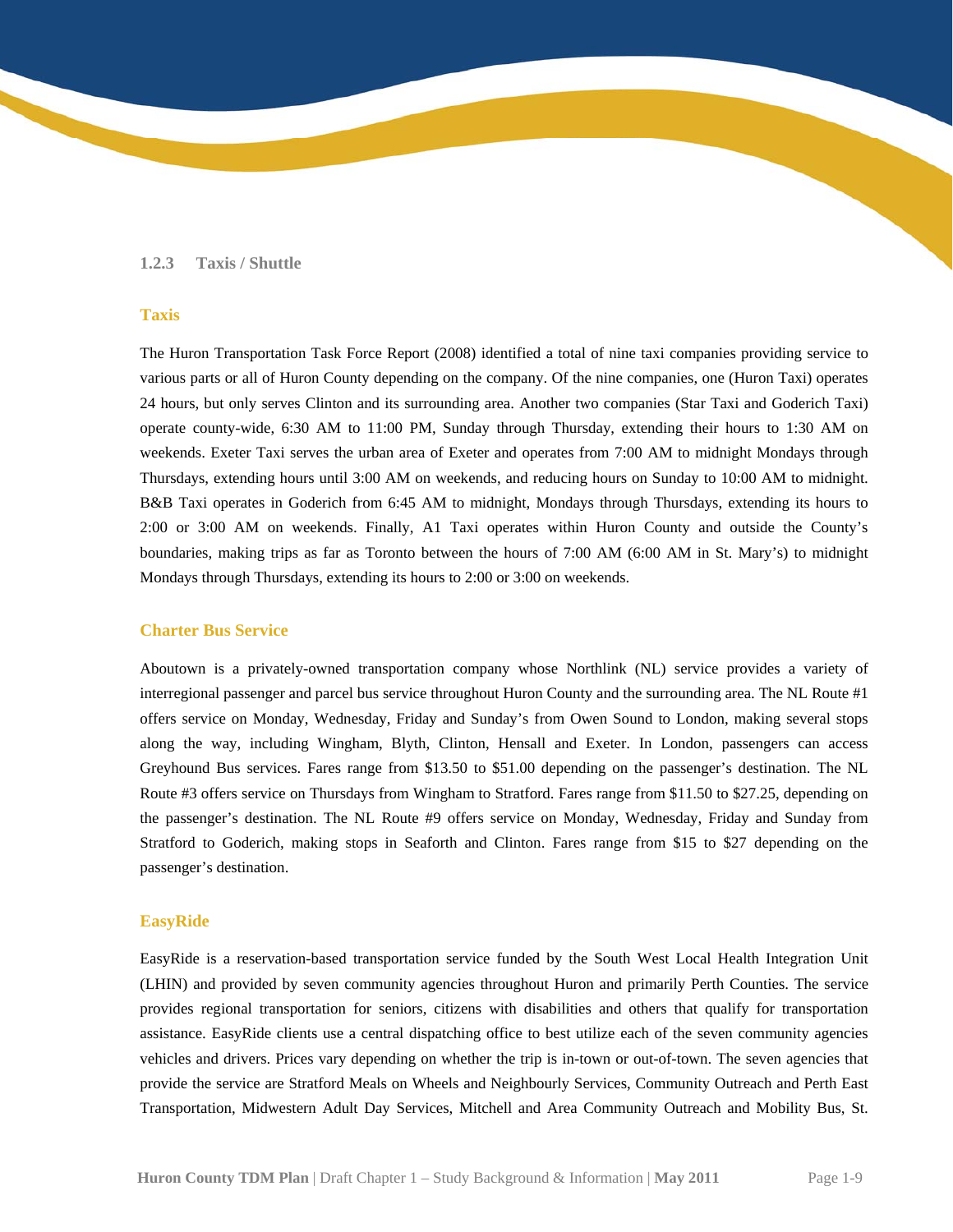### 1.2.3 Taxis / Shuttle

#### Taxis

The Huron Transportation Task Force Report (2008) identified a total of nine taxi companies providing service to various parts or all of Huron County depending on the company. Of the nine companies, one (Huron Taxi) operates 24 hours, but only serves Clinton and its surrounding area. Another two companies (Star Taxi and Goderich Taxi) operate county-wide, 6:30 AM to 11:00 PM, Sunday through Thursday, extending their hours to 1:30 AM on weekends. Exeter Taxi serves the urban area of Exeter and operates from 7:00 AM to midnight Mondays through Thursdays, extending hours until 3:00 AM on weekends, and reducing hours on Sunday to 10:00 AM to midnight. B&B Taxi operates in Goderich from 6:45 AM to midnight, Mondays through Thursdays, extending its hours to 2:00 or 3:00 AM on weekends. Finally, A1 Taxi operates within Huron County and outside the County's boundaries, making trips as far as Toronto between the hours of 7:00 AM (6:00 AM in St. Mary's) to midnight Mondays through Thursdays, extending its hours to 2:00 or 3:00 on weekends.

#### Charter Bus Service

Aboutown is a privately-owned transportation company whose Northlink (NL) service provides a variety of interregional passenger and parcel bus service throughout Huron County and the surrounding area. The NL Route #1 offers service on Monday, Wednesday, Friday and Sunday's from Owen Sound to London, making several stops along the way, including Wingham, Blyth, Clinton, Hensall and Exeter. In London, passengers can access Greyhound Bus services. Fares range from $13.50 to $51.00 depending on the passenger's destination. The NL Route #3 offers service on Thursdays from Wingham to Stratford. Fares range from $11.50 to $27.25, depending on the passenger's destination. The NL Route #9 offers service on Monday, Wednesday, Friday and Sunday from Stratford to Goderich, making stops in Seaforth and Clinton. Fares range from $15 to $27 depending on the passenger's destination.

#### EasyRide

EasyRide is a reservation-based transportation service funded by the South West Local Health Integration Unit (LHIN) and provided by seven community agencies throughout Huron and primarily Perth Counties. The service provides regional transportation for seniors, citizens with disabilities and others that qualify for transportation assistance. EasyRide clients use a central dispatching office to best utilize each of the seven community agencies vehicles and drivers. Prices vary depending on whether the trip is in-town or out-of-town. The seven agencies that provide the service are Stratford Meals on Wheels and Neighbourly Services, Community Outreach and Perth East Transportation, Midwestern Adult Day Services, Mitchell and Area Community Outreach and Mobility Bus, St.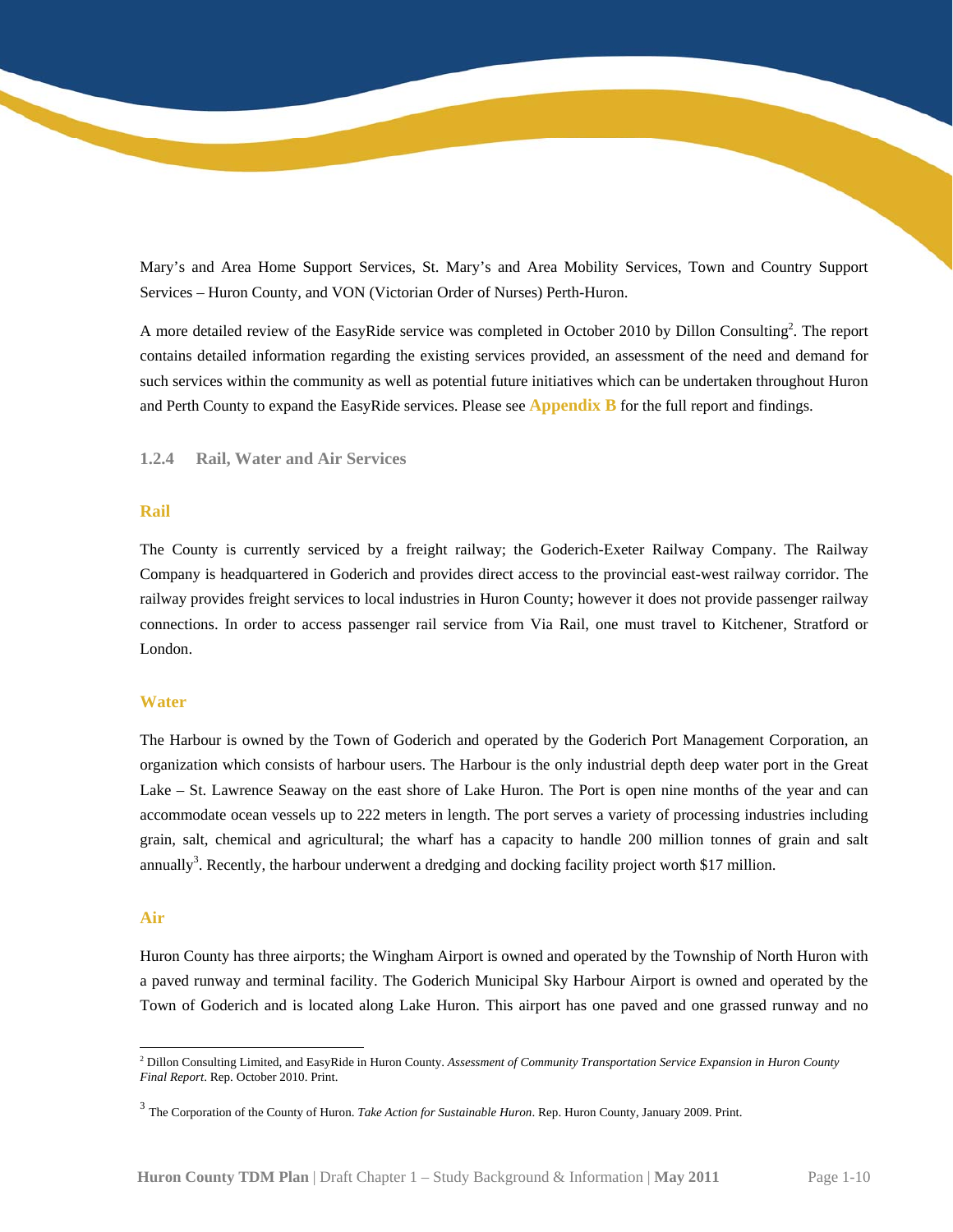Mary's and Area Home Support Services, St. Mary's and Area Mobility Services, Town and Country Support Services – Huron County, and VON (Victorian Order of Nurses) Perth-Huron.

A more detailed review of the EasyRide service was completed in October 2010 by Dillon Consulting[2]. The report contains detailed information regarding the existing services provided, an assessment of the need and demand for such services within the community as well as potential future initiatives which can be undertaken throughout Huron and Perth County to expand the EasyRide services. Please see **Appendix B** for the full report and findings.

### 1.2.4 Rail, Water and Air Services

#### Rail

The County is currently serviced by a freight railway; the Goderich-Exeter Railway Company. The Railway Company is headquartered in Goderich and provides direct access to the provincial east-west railway corridor. The railway provides freight services to local industries in Huron County; however it does not provide passenger railway connections. In order to access passenger rail service from Via Rail, one must travel to Kitchener, Stratford or London.

#### Water

The Harbour is owned by the Town of Goderich and operated by the Goderich Port Management Corporation, an organization which consists of harbour users. The Harbour is the only industrial depth deep water port in the Great Lake – St. Lawrence Seaway on the east shore of Lake Huron. The Port is open nine months of the year and can accommodate ocean vessels up to 222 meters in length. The port serves a variety of processing industries including grain, salt, chemical and agricultural; the wharf has a capacity to handle 200 million tonnes of grain and salt annually[3]. Recently, the harbour underwent a dredging and docking facility project worth $17 million.

#### Air

Huron County has three airports; the Wingham Airport is owned and operated by the Township of North Huron with a paved runway and terminal facility. The Goderich Municipal Sky Harbour Airport is owned and operated by the Town of Goderich and is located along Lake Huron. This airport has one paved and one grassed runway and no

---

[2] Dillon Consulting Limited, and EasyRide in Huron County. *Assessment of Community Transportation Service Expansion in Huron County Final Report*. Rep. October 2010. Print.

[3] The Corporation of the County of Huron. *Take Action for Sustainable Huron*. Rep. Huron County, January 2009. Print.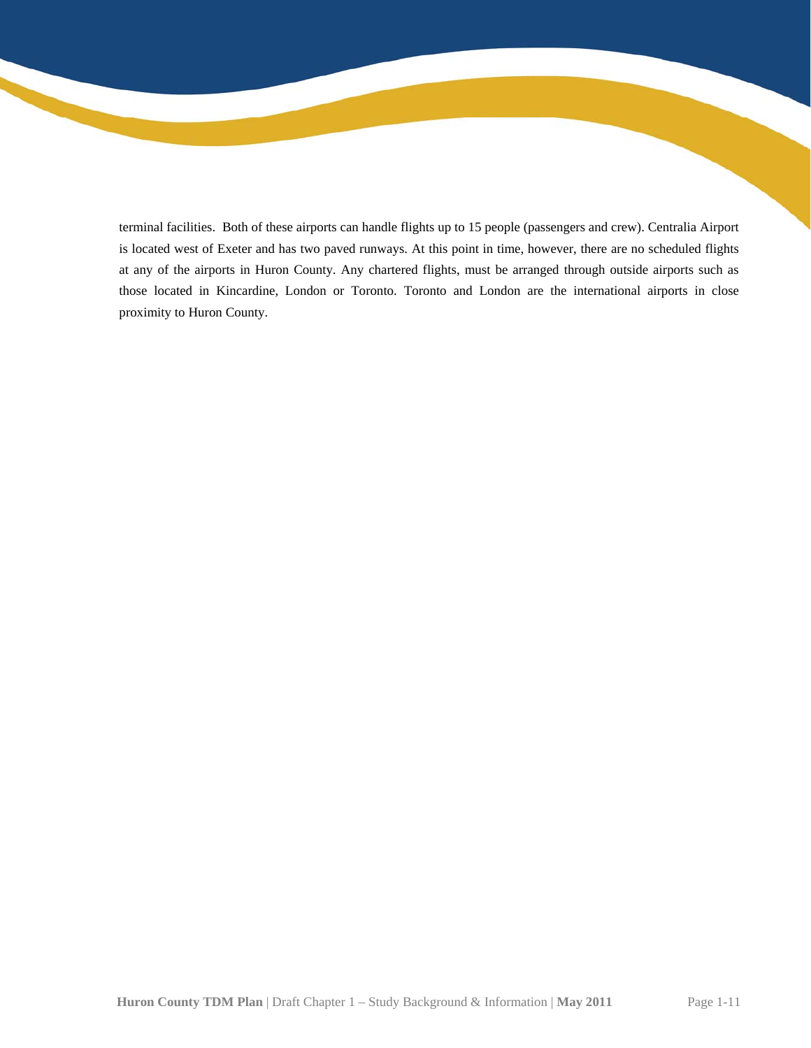terminal facilities. Both of these airports can handle flights up to 15 people (passengers and crew). Centralia Airport is located west of Exeter and has two paved runways. At this point in time, however, there are no scheduled flights at any of the airports in Huron County. Any chartered flights, must be arranged through outside airports such as those located in Kincardine, London or Toronto. Toronto and London are the international airports in close proximity to Huron County.